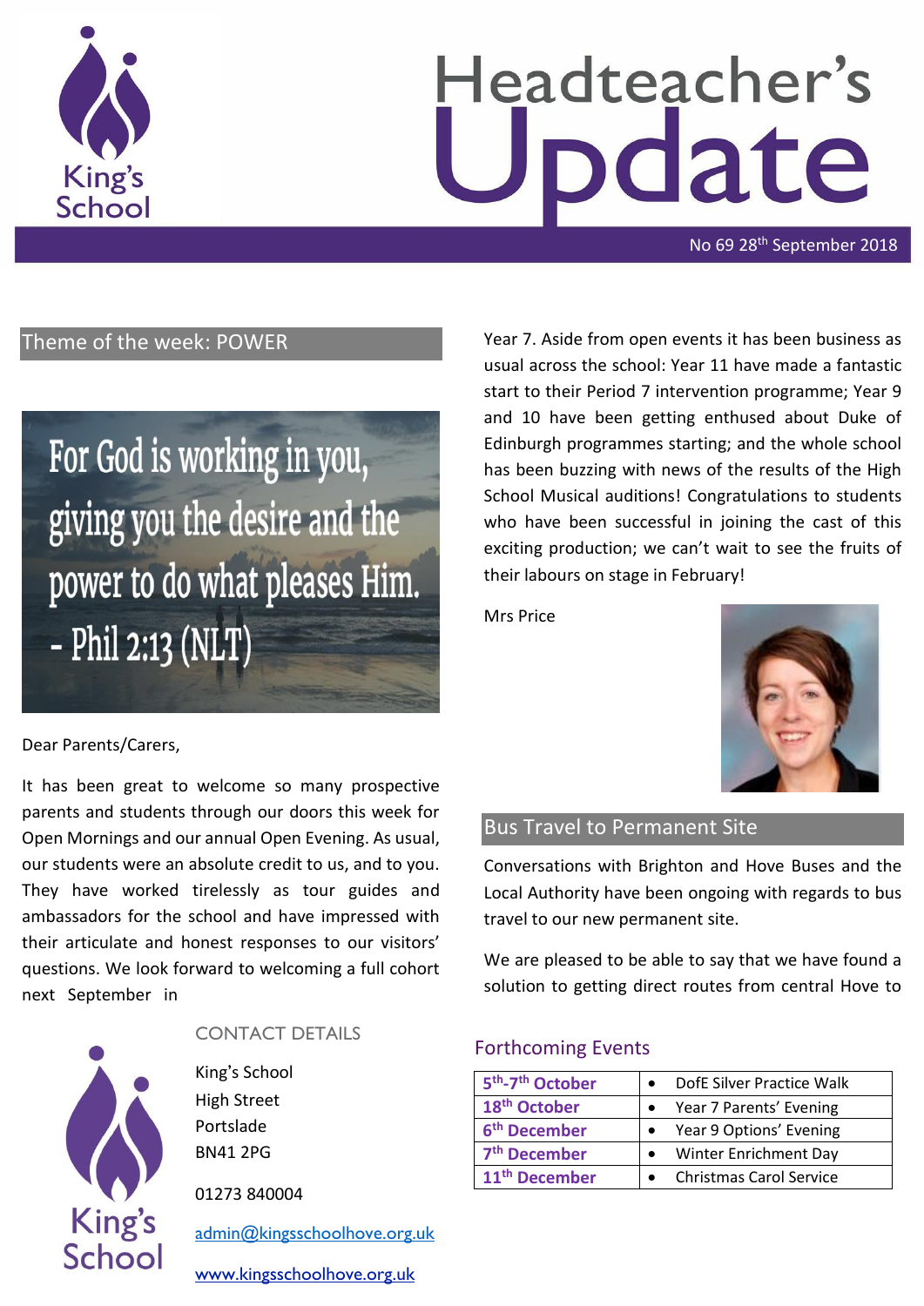# Headteacher's Update

No 69 28th September 2018

## Theme of the week: POWER

For God is working in you, giving you the desire and the power to do what pleases Him. - Phil 2:13 (NLT)

Dear Parents/Carers,

It has been great to welcome so many prospective parents and students through our doors this week for Open Mornings and our annual Open Evening. As usual, our students were an absolute credit to us, and to you. They have worked tirelessly as tour guides and ambassadors for the school and have impressed with their articulate and honest responses to our visitors' questions. We look forward to welcoming a full cohort next September in Year 7. Aside from open events it has been business as usual across the school: Year 11 have made a fantastic start to their Period 7 intervention programme; Year 9 and 10 have been getting enthused about Duke of Edinburgh programmes starting; and the whole school has been buzzing with news of the results of the High School Musical auditions! Congratulations to students who have been successful in joining the cast of this exciting production; we can't wait to see the fruits of their labours on stage in February!

Mrs Price

## Bus Travel to Permanent Site

Conversations with Brighton and Hove Buses and the Local Authority have been ongoing with regards to bus travel to our new permanent site.

We are pleased to be able to say that we have found a solution to getting direct routes from central Hove to

### CONTACT DETAILS

King's School
High Street
Portslade
BN41 2PG

01273 840004

admin@kingsschoolhove.org.uk

www.kingsschoolhove.org.uk

### Forthcoming Events

| | |
|---|---|
| 5th-7th October | • DofE Silver Practice Walk |
| 18th October | • Year 7 Parents' Evening |
| 6th December | • Year 9 Options' Evening |
| 7th December | • Winter Enrichment Day |
| 11th December | • Christmas Carol Service |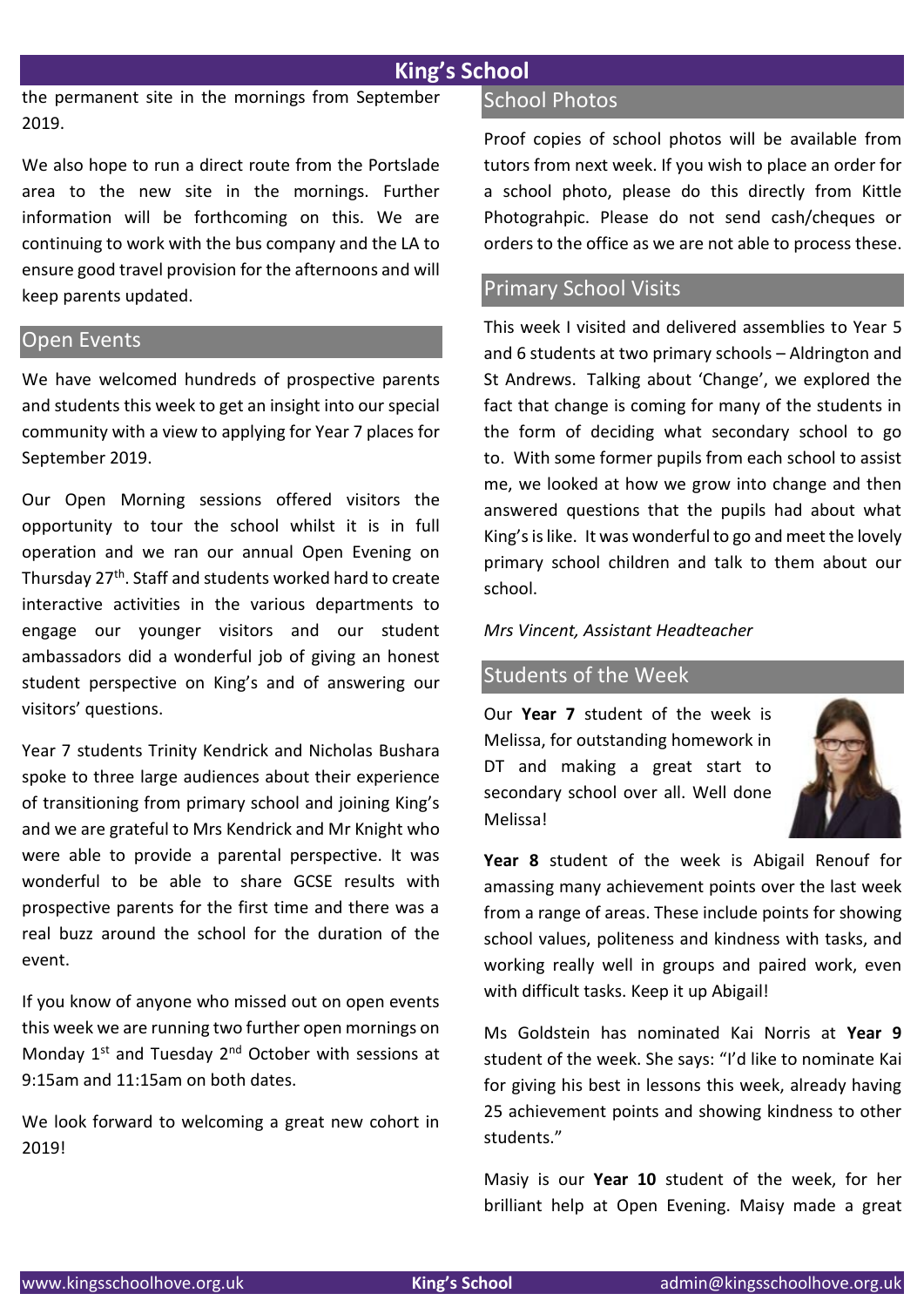the permanent site in the mornings from September 2019.

We also hope to run a direct route from the Portslade area to the new site in the mornings. Further information will be forthcoming on this. We are continuing to work with the bus company and the LA to ensure good travel provision for the afternoons and will keep parents updated.

## Open Events

We have welcomed hundreds of prospective parents and students this week to get an insight into our special community with a view to applying for Year 7 places for September 2019.

Our Open Morning sessions offered visitors the opportunity to tour the school whilst it is in full operation and we ran our annual Open Evening on Thursday 27th. Staff and students worked hard to create interactive activities in the various departments to engage our younger visitors and our student ambassadors did a wonderful job of giving an honest student perspective on King's and of answering our visitors' questions.

Year 7 students Trinity Kendrick and Nicholas Bushara spoke to three large audiences about their experience of transitioning from primary school and joining King's and we are grateful to Mrs Kendrick and Mr Knight who were able to provide a parental perspective. It was wonderful to be able to share GCSE results with prospective parents for the first time and there was a real buzz around the school for the duration of the event.

If you know of anyone who missed out on open events this week we are running two further open mornings on Monday 1st and Tuesday 2nd October with sessions at 9:15am and 11:15am on both dates.

We look forward to welcoming a great new cohort in 2019!

## School Photos

Proof copies of school photos will be available from tutors from next week. If you wish to place an order for a school photo, please do this directly from Kittle Photograhpic. Please do not send cash/cheques or orders to the office as we are not able to process these.

## Primary School Visits

This week I visited and delivered assemblies to Year 5 and 6 students at two primary schools – Aldrington and St Andrews. Talking about 'Change', we explored the fact that change is coming for many of the students in the form of deciding what secondary school to go to. With some former pupils from each school to assist me, we looked at how we grow into change and then answered questions that the pupils had about what King's is like. It was wonderful to go and meet the lovely primary school children and talk to them about our school.

*Mrs Vincent, Assistant Headteacher*

## Students of the Week

Our **Year 7** student of the week is Melissa, for outstanding homework in DT and making a great start to secondary school over all. Well done Melissa!

**Year 8** student of the week is Abigail Renouf for amassing many achievement points over the last week from a range of areas. These include points for showing school values, politeness and kindness with tasks, and working really well in groups and paired work, even with difficult tasks. Keep it up Abigail!

Ms Goldstein has nominated Kai Norris at **Year 9** student of the week. She says: "I'd like to nominate Kai for giving his best in lessons this week, already having 25 achievement points and showing kindness to other students."

Masiy is our **Year 10** student of the week, for her brilliant help at Open Evening. Maisy made a great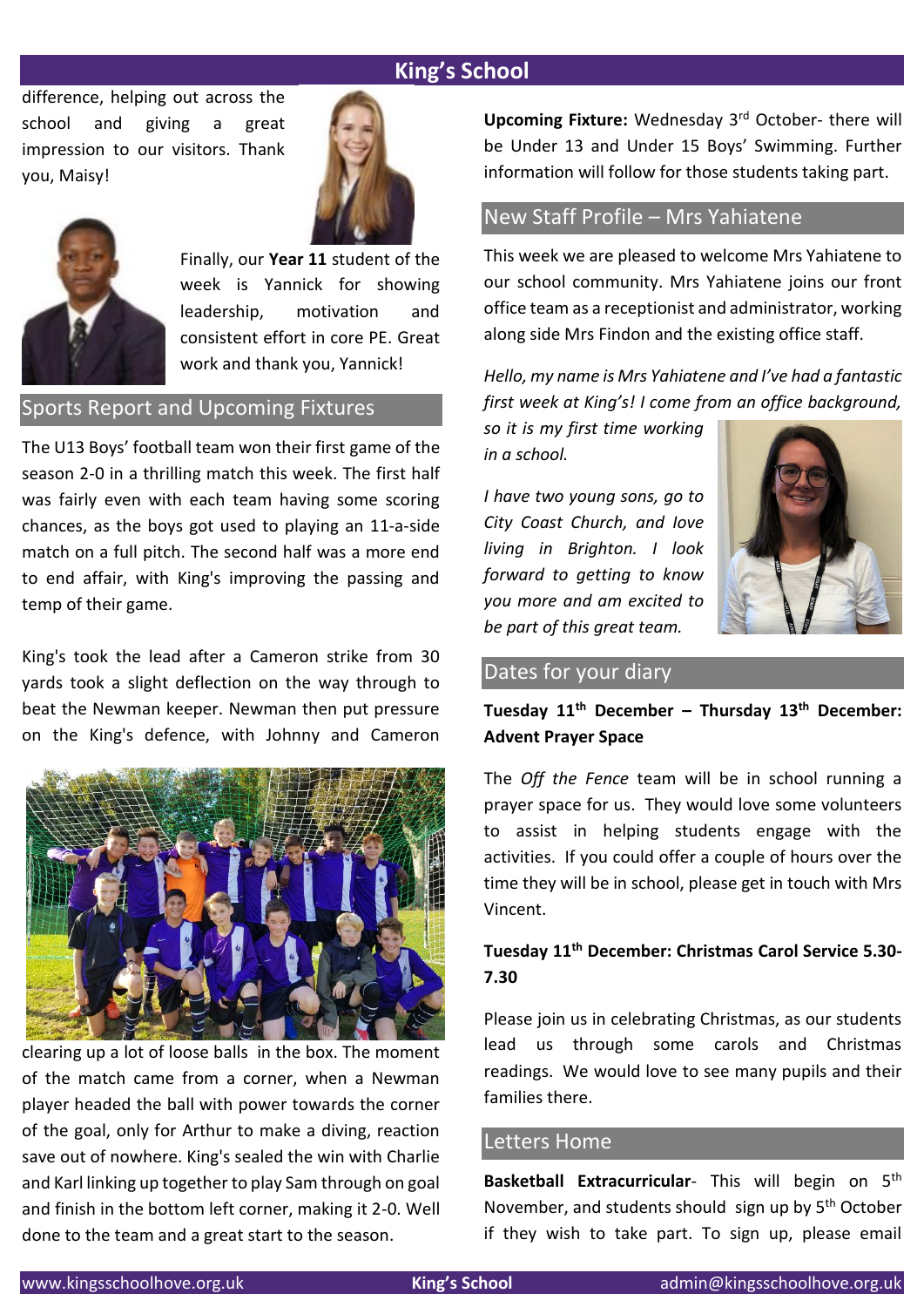difference, helping out across the school and giving a great impression to our visitors. Thank you, Maisy!

Finally, our **Year 11** student of the week is Yannick for showing leadership, motivation and consistent effort in core PE. Great work and thank you, Yannick!

## Sports Report and Upcoming Fixtures

The U13 Boys' football team won their first game of the season 2-0 in a thrilling match this week. The first half was fairly even with each team having some scoring chances, as the boys got used to playing an 11-a-side match on a full pitch. The second half was a more end to end affair, with King's improving the passing and temp of their game.

King's took the lead after a Cameron strike from 30 yards took a slight deflection on the way through to beat the Newman keeper. Newman then put pressure on the King's defence, with Johnny and Cameron clearing up a lot of loose balls in the box. The moment of the match came from a corner, when a Newman player headed the ball with power towards the corner of the goal, only for Arthur to make a diving, reaction save out of nowhere. King's sealed the win with Charlie and Karl linking up together to play Sam through on goal and finish in the bottom left corner, making it 2-0. Well done to the team and a great start to the season.

**Upcoming Fixture:** Wednesday 3rd October- there will be Under 13 and Under 15 Boys' Swimming. Further information will follow for those students taking part.

## New Staff Profile – Mrs Yahiatene

This week we are pleased to welcome Mrs Yahiatene to our school community. Mrs Yahiatene joins our front office team as a receptionist and administrator, working along side Mrs Findon and the existing office staff.

*Hello, my name is Mrs Yahiatene and I've had a fantastic first week at King's! I come from an office background, so it is my first time working in a school.*

*I have two young sons, go to City Coast Church, and love living in Brighton. I look forward to getting to know you more and am excited to be part of this great team.*

## Dates for your diary

**Tuesday 11th December – Thursday 13th December: Advent Prayer Space**

The *Off the Fence* team will be in school running a prayer space for us. They would love some volunteers to assist in helping students engage with the activities. If you could offer a couple of hours over the time they will be in school, please get in touch with Mrs Vincent.

**Tuesday 11th December: Christmas Carol Service 5.30-7.30**

Please join us in celebrating Christmas, as our students lead us through some carols and Christmas readings. We would love to see many pupils and their families there.

## Letters Home

**Basketball Extracurricular**- This will begin on 5th November, and students should sign up by 5th October if they wish to take part. To sign up, please email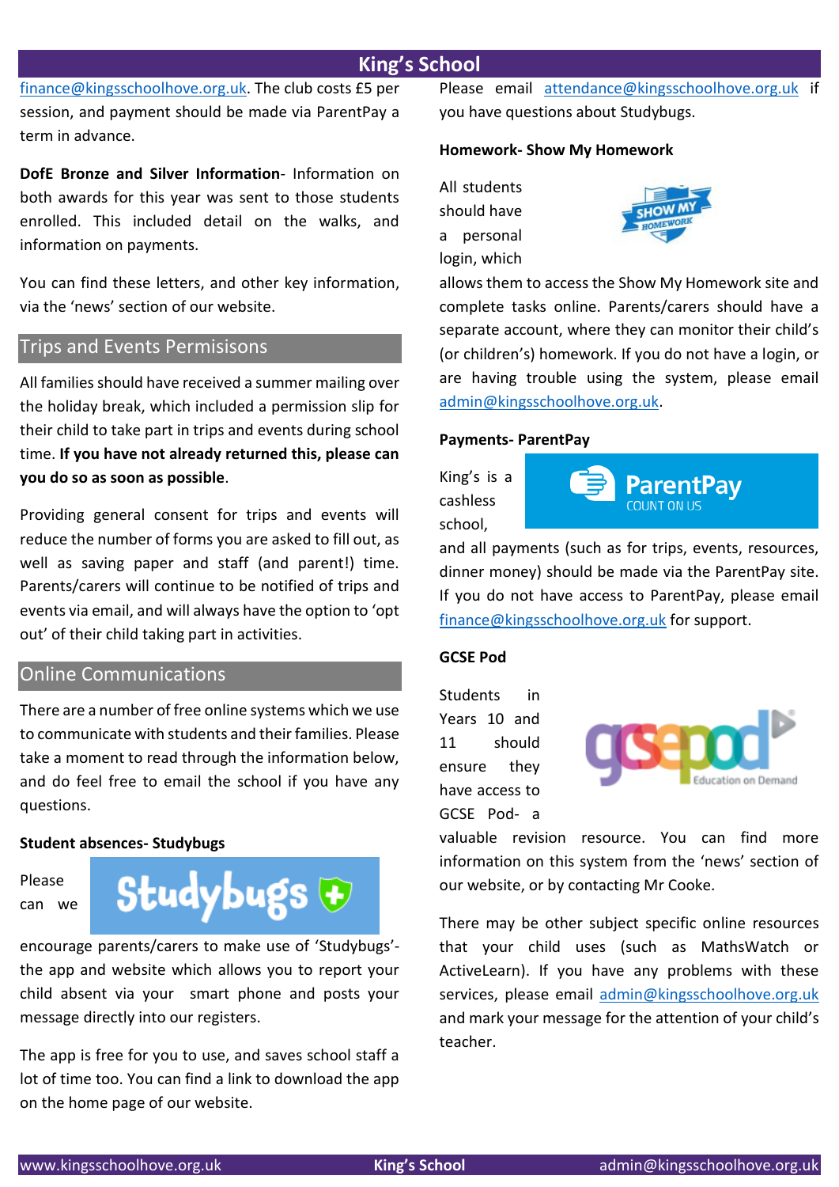finance@kingsschoolhove.org.uk. The club costs £5 per session, and payment should be made via ParentPay a term in advance.

**DofE Bronze and Silver Information**- Information on both awards for this year was sent to those students enrolled. This included detail on the walks, and information on payments.

You can find these letters, and other key information, via the 'news' section of our website.

## Trips and Events Permisisons

All families should have received a summer mailing over the holiday break, which included a permission slip for their child to take part in trips and events during school time. **If you have not already returned this, please can you do so as soon as possible**.

Providing general consent for trips and events will reduce the number of forms you are asked to fill out, as well as saving paper and staff (and parent!) time. Parents/carers will continue to be notified of trips and events via email, and will always have the option to 'opt out' of their child taking part in activities.

## Online Communications

There are a number of free online systems which we use to communicate with students and their families. Please take a moment to read through the information below, and do feel free to email the school if you have any questions.

**Student absences- Studybugs**

Please can we encourage parents/carers to make use of 'Studybugs'- the app and website which allows you to report your child absent via your smart phone and posts your message directly into our registers.

The app is free for you to use, and saves school staff a lot of time too. You can find a link to download the app on the home page of our website.

Please email attendance@kingsschoolhove.org.uk if you have questions about Studybugs.

**Homework- Show My Homework**

All students should have a personal login, which allows them to access the Show My Homework site and complete tasks online. Parents/carers should have a separate account, where they can monitor their child's (or children's) homework. If you do not have a login, or are having trouble using the system, please email admin@kingsschoolhove.org.uk.

**Payments- ParentPay**

King's is a cashless school, and all payments (such as for trips, events, resources, dinner money) should be made via the ParentPay site. If you do not have access to ParentPay, please email finance@kingsschoolhove.org.uk for support.

**GCSE Pod**

Students in Years 10 and 11 should ensure they have access to GCSE Pod- a valuable revision resource. You can find more information on this system from the 'news' section of our website, or by contacting Mr Cooke.

There may be other subject specific online resources that your child uses (such as MathsWatch or ActiveLearn). If you have any problems with these services, please email admin@kingsschoolhove.org.uk and mark your message for the attention of your child's teacher.